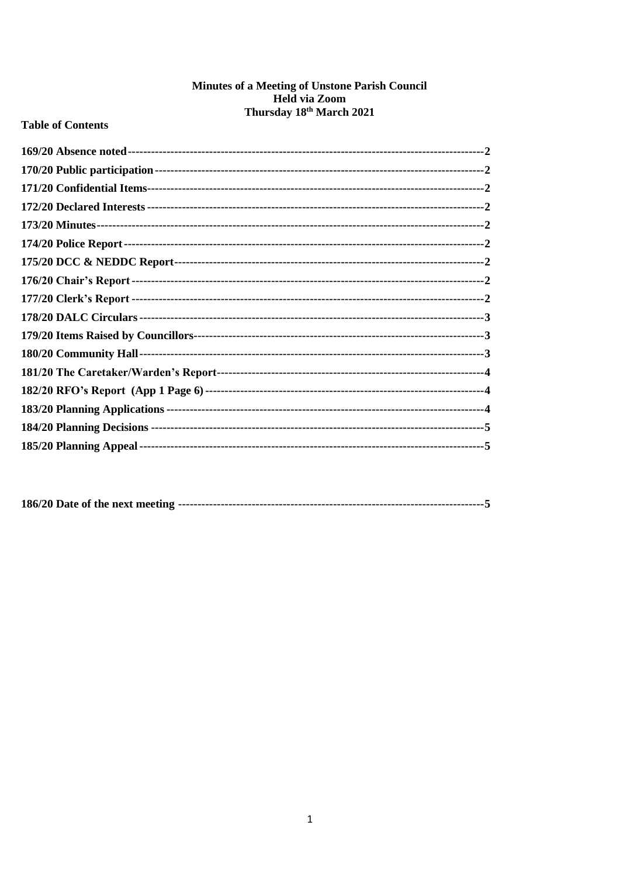# Minutes of a Meeting of Unstone Parish Council
## Held via Zoom
## Thursday 18th March 2021

**Table of Contents**

**169/20 Absence noted** ---------------------------------------------------------------------------------------- **2**

**170/20 Public participation** ---------------------------------------------------------------------------------- **2**

**171/20 Confidential Items** ------------------------------------------------------------------------------------ **2**

**172/20 Declared Interests** ------------------------------------------------------------------------------------ **2**

**173/20 Minutes** ------------------------------------------------------------------------------------------------ **2**

**174/20 Police Report** ----------------------------------------------------------------------------------------- **2**

**175/20 DCC & NEDDC Report** ------------------------------------------------------------------------------- **2**

**176/20 Chair's Report** ---------------------------------------------------------------------------------------- **2**

**177/20 Clerk's Report** ---------------------------------------------------------------------------------------- **2**

**178/20 DALC Circulars** --------------------------------------------------------------------------------------- **3**

**179/20 Items Raised by Councillors** ------------------------------------------------------------------------ **3**

**180/20 Community Hall** -------------------------------------------------------------------------------------- **3**

**181/20 The Caretaker/Warden's Report** ------------------------------------------------------------------ **4**

**182/20 RFO's Report (App 1 Page 6)** ----------------------------------------------------------------------- **4**

**183/20 Planning Applications** ------------------------------------------------------------------------------- **4**

**184/20 Planning Decisions** ---------------------------------------------------------------------------------- **5**

**185/20 Planning Appeal** ------------------------------------------------------------------------------------- **5**

**186/20 Date of the next meeting** ---------------------------------------------------------------------------- **5**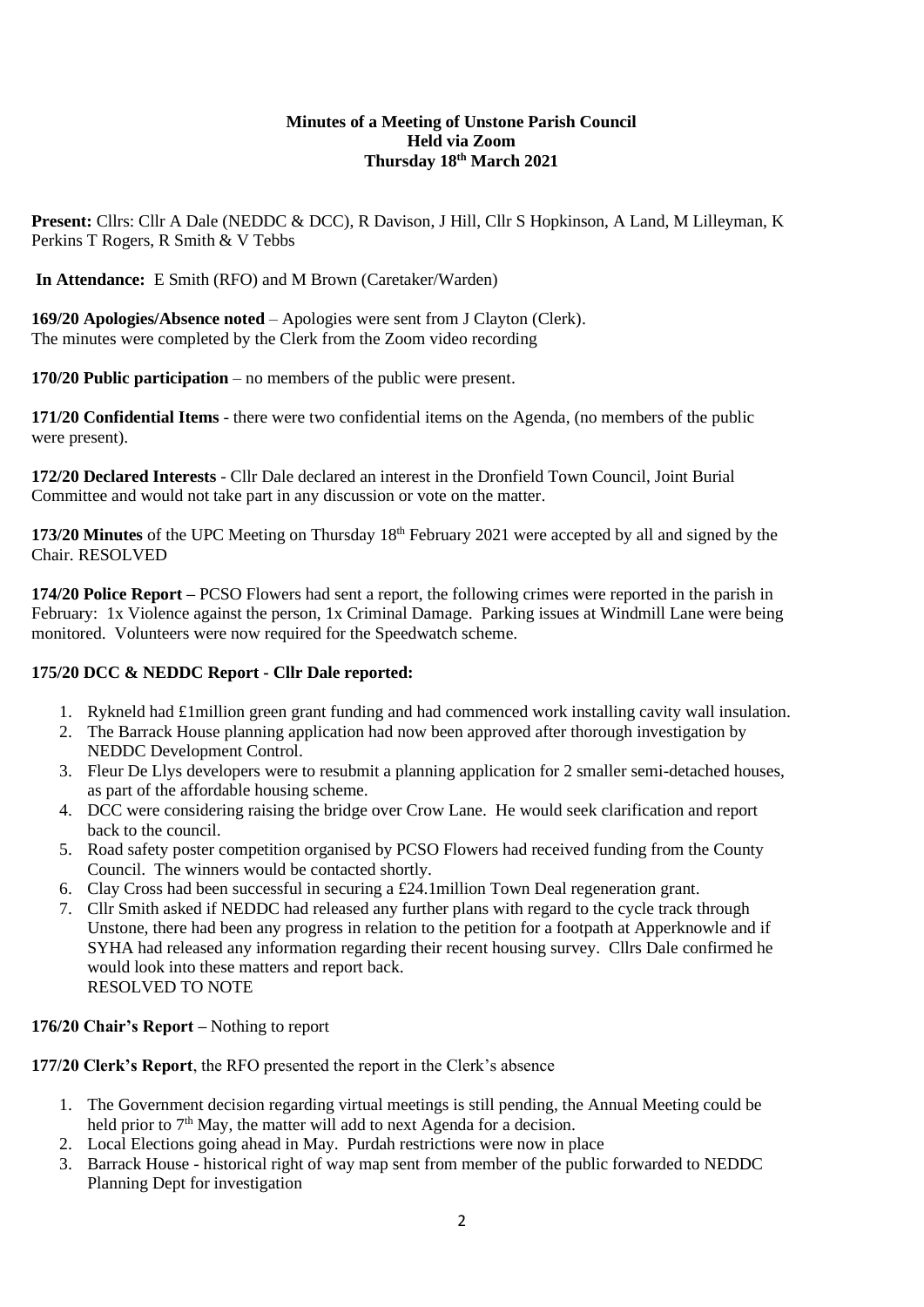**Minutes of a Meeting of Unstone Parish Council**
**Held via Zoom**
**Thursday 18th March 2021**

**Present:** Cllrs: Cllr A Dale (NEDDC & DCC), R Davison, J Hill, Cllr S Hopkinson, A Land, M Lilleyman, K Perkins T Rogers, R Smith & V Tebbs

**In Attendance:** E Smith (RFO) and M Brown (Caretaker/Warden)

**169/20 Apologies/Absence noted** – Apologies were sent from J Clayton (Clerk).
The minutes were completed by the Clerk from the Zoom video recording

**170/20 Public participation** – no members of the public were present.

**171/20 Confidential Items** - there were two confidential items on the Agenda, (no members of the public were present).

**172/20 Declared Interests** - Cllr Dale declared an interest in the Dronfield Town Council, Joint Burial Committee and would not take part in any discussion or vote on the matter.

**173/20 Minutes** of the UPC Meeting on Thursday 18th February 2021 were accepted by all and signed by the Chair. RESOLVED

**174/20 Police Report –** PCSO Flowers had sent a report, the following crimes were reported in the parish in February: 1x Violence against the person, 1x Criminal Damage. Parking issues at Windmill Lane were being monitored. Volunteers were now required for the Speedwatch scheme.

**175/20 DCC & NEDDC Report - Cllr Dale reported:**

1. Rykneld had £1million green grant funding and had commenced work installing cavity wall insulation.
2. The Barrack House planning application had now been approved after thorough investigation by NEDDC Development Control.
3. Fleur De Llys developers were to resubmit a planning application for 2 smaller semi-detached houses, as part of the affordable housing scheme.
4. DCC were considering raising the bridge over Crow Lane. He would seek clarification and report back to the council.
5. Road safety poster competition organised by PCSO Flowers had received funding from the County Council. The winners would be contacted shortly.
6. Clay Cross had been successful in securing a £24.1million Town Deal regeneration grant.
7. Cllr Smith asked if NEDDC had released any further plans with regard to the cycle track through Unstone, there had been any progress in relation to the petition for a footpath at Apperknowle and if SYHA had released any information regarding their recent housing survey. Cllrs Dale confirmed he would look into these matters and report back.
   RESOLVED TO NOTE

**176/20 Chair's Report –** Nothing to report

**177/20 Clerk's Report**, the RFO presented the report in the Clerk's absence

1. The Government decision regarding virtual meetings is still pending, the Annual Meeting could be held prior to 7th May, the matter will add to next Agenda for a decision.
2. Local Elections going ahead in May. Purdah restrictions were now in place
3. Barrack House - historical right of way map sent from member of the public forwarded to NEDDC Planning Dept for investigation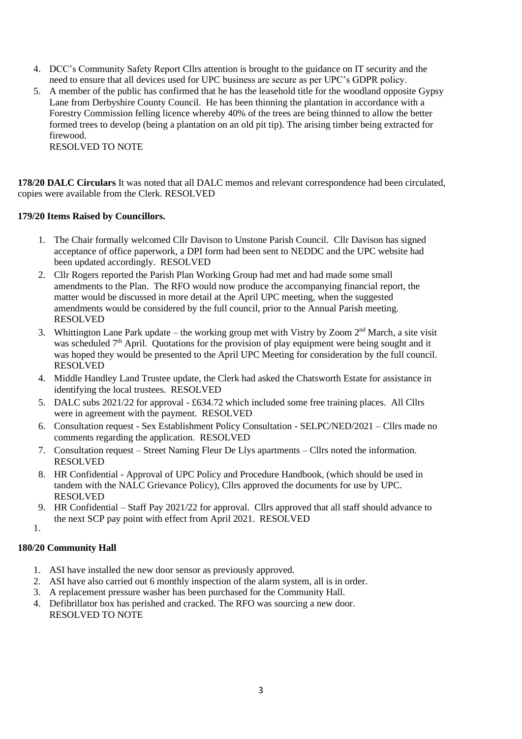4. DCC's Community Safety Report Cllrs attention is brought to the guidance on IT security and the need to ensure that all devices used for UPC business are secure as per UPC's GDPR policy.
5. A member of the public has confirmed that he has the leasehold title for the woodland opposite Gypsy Lane from Derbyshire County Council. He has been thinning the plantation in accordance with a Forestry Commission felling licence whereby 40% of the trees are being thinned to allow the better formed trees to develop (being a plantation on an old pit tip). The arising timber being extracted for firewood.
   RESOLVED TO NOTE

**178/20 DALC Circulars** It was noted that all DALC memos and relevant correspondence had been circulated, copies were available from the Clerk. RESOLVED

**179/20 Items Raised by Councillors.**

1. The Chair formally welcomed Cllr Davison to Unstone Parish Council. Cllr Davison has signed acceptance of office paperwork, a DPI form had been sent to NEDDC and the UPC website had been updated accordingly. RESOLVED
2. Cllr Rogers reported the Parish Plan Working Group had met and had made some small amendments to the Plan. The RFO would now produce the accompanying financial report, the matter would be discussed in more detail at the April UPC meeting, when the suggested amendments would be considered by the full council, prior to the Annual Parish meeting. RESOLVED
3. Whittington Lane Park update – the working group met with Vistry by Zoom 2nd March, a site visit was scheduled 7th April. Quotations for the provision of play equipment were being sought and it was hoped they would be presented to the April UPC Meeting for consideration by the full council. RESOLVED
4. Middle Handley Land Trustee update, the Clerk had asked the Chatsworth Estate for assistance in identifying the local trustees. RESOLVED
5. DALC subs 2021/22 for approval - £634.72 which included some free training places. All Cllrs were in agreement with the payment. RESOLVED
6. Consultation request - Sex Establishment Policy Consultation - SELPC/NED/2021 – Cllrs made no comments regarding the application. RESOLVED
7. Consultation request – Street Naming Fleur De Llys apartments – Cllrs noted the information. RESOLVED
8. HR Confidential - Approval of UPC Policy and Procedure Handbook, (which should be used in tandem with the NALC Grievance Policy), Cllrs approved the documents for use by UPC. RESOLVED
9. HR Confidential – Staff Pay 2021/22 for approval. Cllrs approved that all staff should advance to the next SCP pay point with effect from April 2021. RESOLVED

1.

**180/20 Community Hall**

1. ASI have installed the new door sensor as previously approved.
2. ASI have also carried out 6 monthly inspection of the alarm system, all is in order.
3. A replacement pressure washer has been purchased for the Community Hall.
4. Defibrillator box has perished and cracked. The RFO was sourcing a new door.
   RESOLVED TO NOTE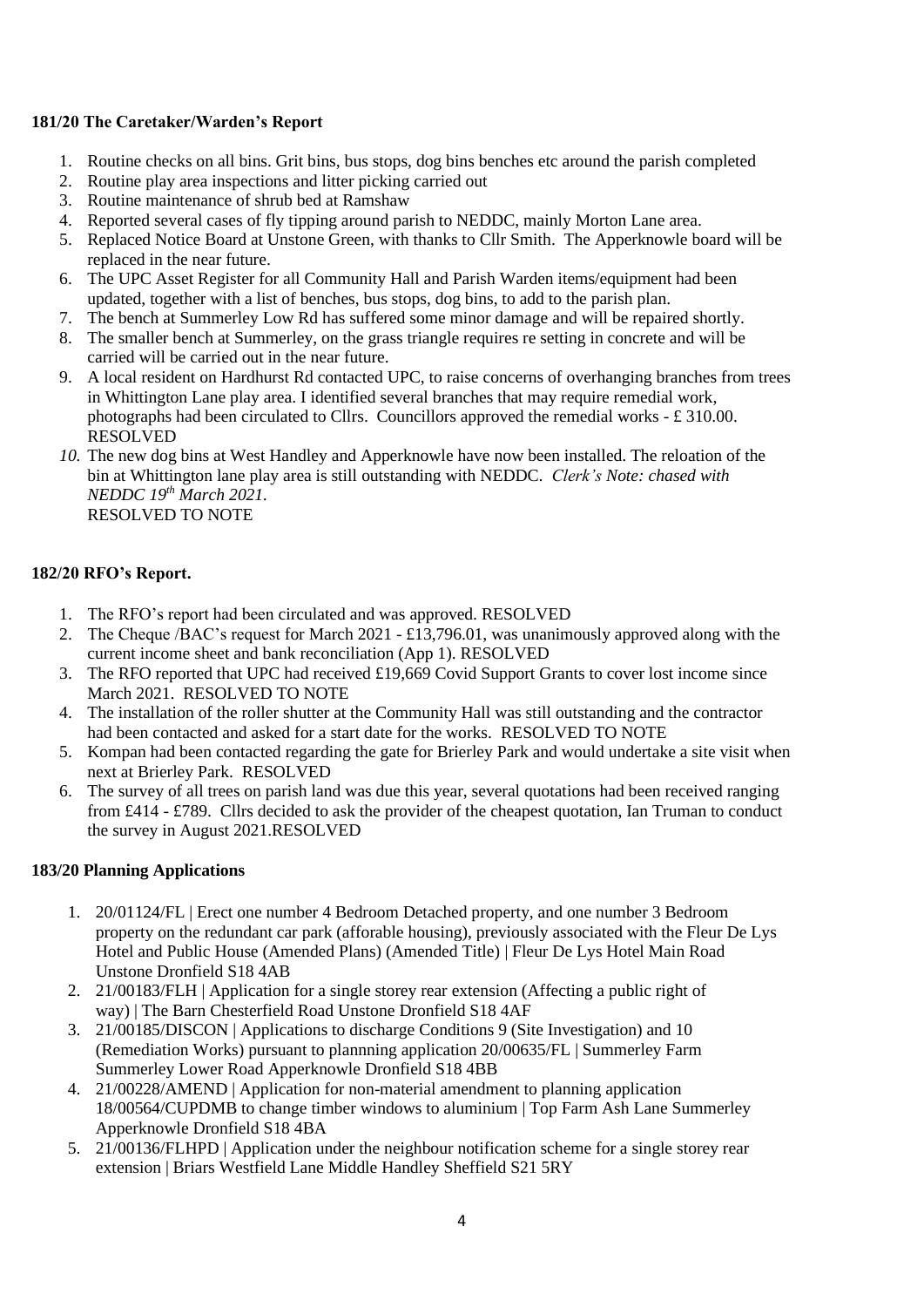**181/20 The Caretaker/Warden's Report**

1. Routine checks on all bins. Grit bins, bus stops, dog bins benches etc around the parish completed
2. Routine play area inspections and litter picking carried out
3. Routine maintenance of shrub bed at Ramshaw
4. Reported several cases of fly tipping around parish to NEDDC, mainly Morton Lane area.
5. Replaced Notice Board at Unstone Green, with thanks to Cllr Smith. The Apperknowle board will be replaced in the near future.
6. The UPC Asset Register for all Community Hall and Parish Warden items/equipment had been updated, together with a list of benches, bus stops, dog bins, to add to the parish plan.
7. The bench at Summerley Low Rd has suffered some minor damage and will be repaired shortly.
8. The smaller bench at Summerley, on the grass triangle requires re setting in concrete and will be carried will be carried out in the near future.
9. A local resident on Hardhurst Rd contacted UPC, to raise concerns of overhanging branches from trees in Whittington Lane play area. I identified several branches that may require remedial work, photographs had been circulated to Cllrs. Councillors approved the remedial works - £ 310.00. RESOLVED
10. *The new dog bins at West Handley and Apperknowle have now been installed. The reloation of the bin at Whittington lane play area is still outstanding with NEDDC. Clerk's Note: chased with NEDDC 19th March 2021.*
    RESOLVED TO NOTE

**182/20 RFO's Report.**

1. The RFO's report had been circulated and was approved. RESOLVED
2. The Cheque /BAC's request for March 2021 - £13,796.01, was unanimously approved along with the current income sheet and bank reconciliation (App 1). RESOLVED
3. The RFO reported that UPC had received £19,669 Covid Support Grants to cover lost income since March 2021. RESOLVED TO NOTE
4. The installation of the roller shutter at the Community Hall was still outstanding and the contractor had been contacted and asked for a start date for the works. RESOLVED TO NOTE
5. Kompan had been contacted regarding the gate for Brierley Park and would undertake a site visit when next at Brierley Park. RESOLVED
6. The survey of all trees on parish land was due this year, several quotations had been received ranging from £414 - £789. Cllrs decided to ask the provider of the cheapest quotation, Ian Truman to conduct the survey in August 2021.RESOLVED

**183/20 Planning Applications**

1. 20/01124/FL | Erect one number 4 Bedroom Detached property, and one number 3 Bedroom property on the redundant car park (afforable housing), previously associated with the Fleur De Lys Hotel and Public House (Amended Plans) (Amended Title) | Fleur De Lys Hotel Main Road Unstone Dronfield S18 4AB
2. 21/00183/FLH | Application for a single storey rear extension (Affecting a public right of way) | The Barn Chesterfield Road Unstone Dronfield S18 4AF
3. 21/00185/DISCON | Applications to discharge Conditions 9 (Site Investigation) and 10 (Remediation Works) pursuant to plannning application 20/00635/FL | Summerley Farm Summerley Lower Road Apperknowle Dronfield S18 4BB
4. 21/00228/AMEND | Application for non-material amendment to planning application 18/00564/CUPDMB to change timber windows to aluminium | Top Farm Ash Lane Summerley Apperknowle Dronfield S18 4BA
5. 21/00136/FLHPD | Application under the neighbour notification scheme for a single storey rear extension | Briars Westfield Lane Middle Handley Sheffield S21 5RY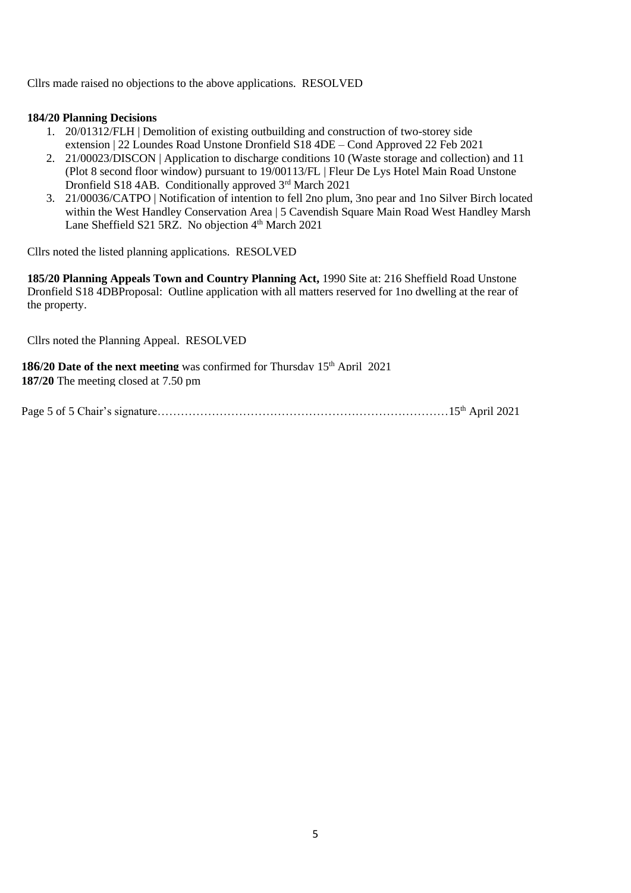Cllrs made raised no objections to the above applications. RESOLVED

**184/20 Planning Decisions**

1. 20/01312/FLH | Demolition of existing outbuilding and construction of two-storey side extension | 22 Loundes Road Unstone Dronfield S18 4DE – Cond Approved 22 Feb 2021
2. 21/00023/DISCON | Application to discharge conditions 10 (Waste storage and collection) and 11 (Plot 8 second floor window) pursuant to 19/00113/FL | Fleur De Lys Hotel Main Road Unstone Dronfield S18 4AB. Conditionally approved 3rd March 2021
3. 21/00036/CATPO | Notification of intention to fell 2no plum, 3no pear and 1no Silver Birch located within the West Handley Conservation Area | 5 Cavendish Square Main Road West Handley Marsh Lane Sheffield S21 5RZ. No objection 4th March 2021

Cllrs noted the listed planning applications. RESOLVED

**185/20 Planning Appeals Town and Country Planning Act,** 1990 Site at: 216 Sheffield Road Unstone Dronfield S18 4DBProposal: Outline application with all matters reserved for 1no dwelling at the rear of the property.

Cllrs noted the Planning Appeal. RESOLVED

**186/20 Date of the next meeting** was confirmed for Thursday 15th April 2021

**187/20** The meeting closed at 7.50 pm

Page 5 of 5 Chair's signature……………………………………………………………………15th April 2021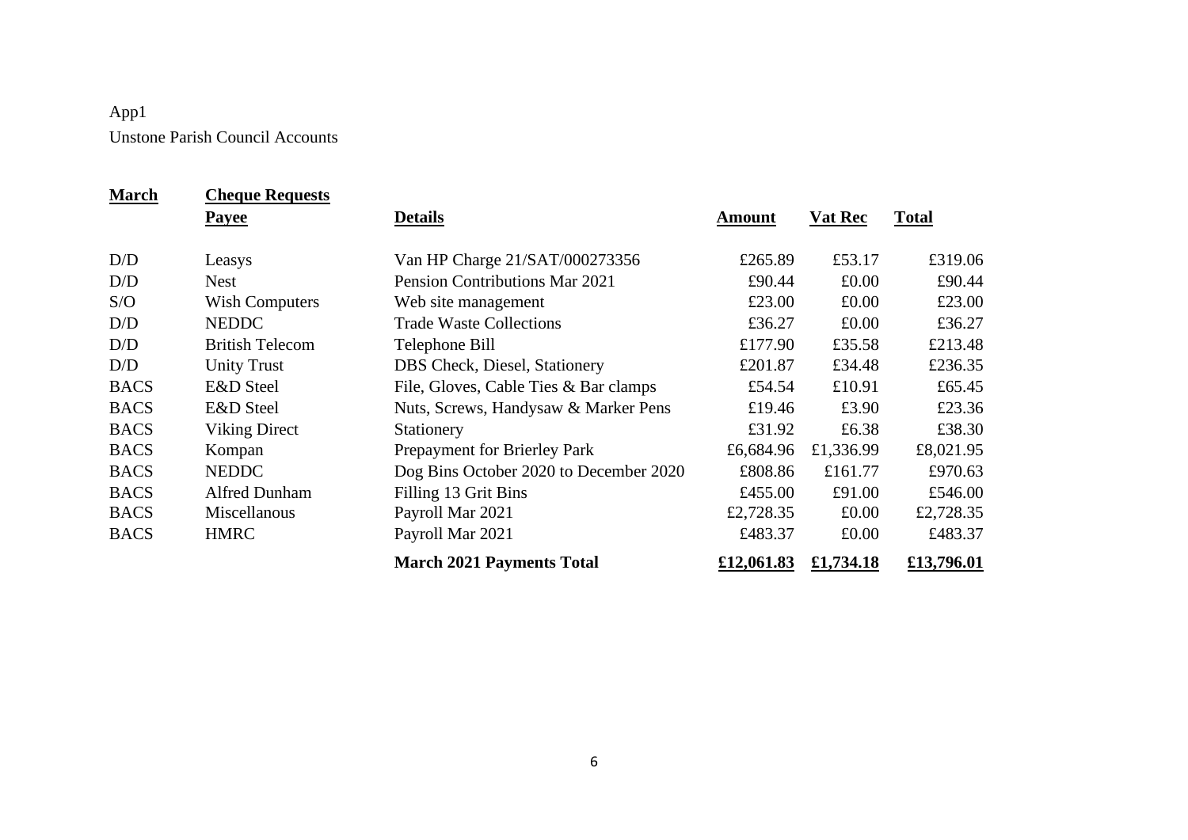App1

Unstone Parish Council Accounts

| **March** | **Cheque Requests** | | | | |
|---|---|---|---|---|---|
| | **Payee** | **Details** | **Amount** | **Vat Rec** | **Total** |
| D/D | Leasys | Van HP Charge 21/SAT/000273356 | £265.89 | £53.17 | £319.06 |
| D/D | Nest | Pension Contributions Mar 2021 | £90.44 | £0.00 | £90.44 |
| S/O | Wish Computers | Web site management | £23.00 | £0.00 | £23.00 |
| D/D | NEDDC | Trade Waste Collections | £36.27 | £0.00 | £36.27 |
| D/D | British Telecom | Telephone Bill | £177.90 | £35.58 | £213.48 |
| D/D | Unity Trust | DBS Check, Diesel, Stationery | £201.87 | £34.48 | £236.35 |
| BACS | E&D Steel | File, Gloves, Cable Ties & Bar clamps | £54.54 | £10.91 | £65.45 |
| BACS | E&D Steel | Nuts, Screws, Handysaw & Marker Pens | £19.46 | £3.90 | £23.36 |
| BACS | Viking Direct | Stationery | £31.92 | £6.38 | £38.30 |
| BACS | Kompan | Prepayment for Brierley Park | £6,684.96 | £1,336.99 | £8,021.95 |
| BACS | NEDDC | Dog Bins October 2020 to December 2020 | £808.86 | £161.77 | £970.63 |
| BACS | Alfred Dunham | Filling 13 Grit Bins | £455.00 | £91.00 | £546.00 |
| BACS | Miscellanous | Payroll Mar 2021 | £2,728.35 | £0.00 | £2,728.35 |
| BACS | HMRC | Payroll Mar 2021 | £483.37 | £0.00 | £483.37 |
| | | **March 2021 Payments Total** | **£12,061.83** | **£1,734.18** | **£13,796.01** |